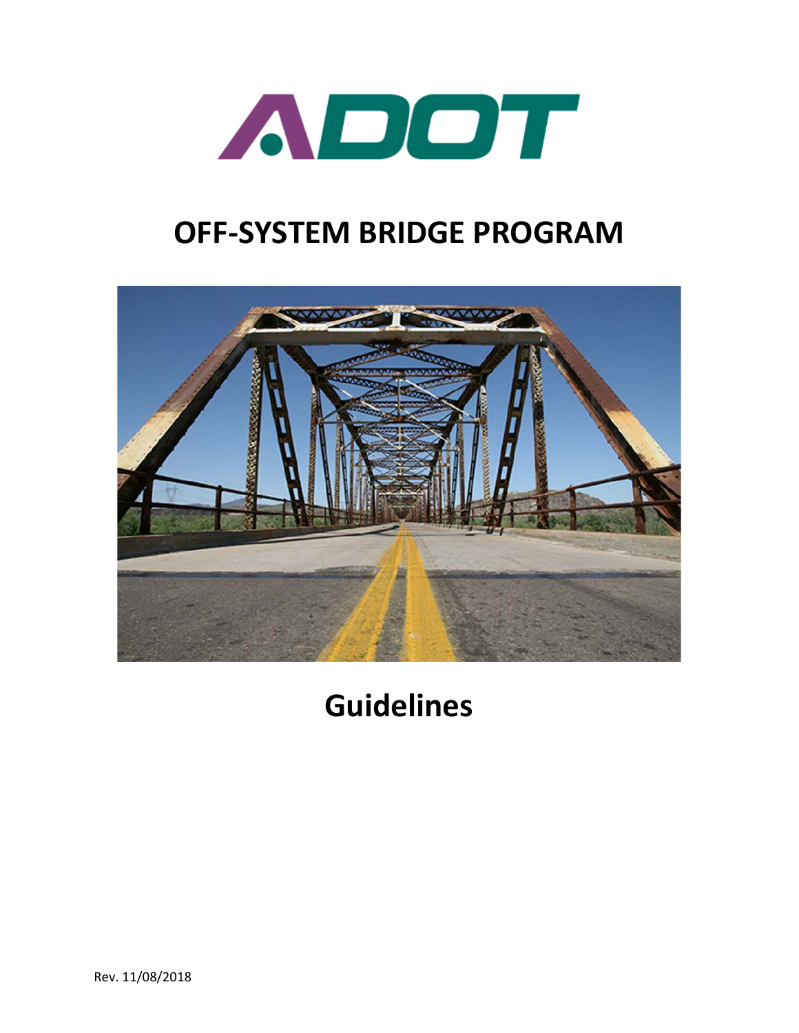ADOT

# OFF-SYSTEM BRIDGE PROGRAM

# Guidelines

Rev. 11/08/2018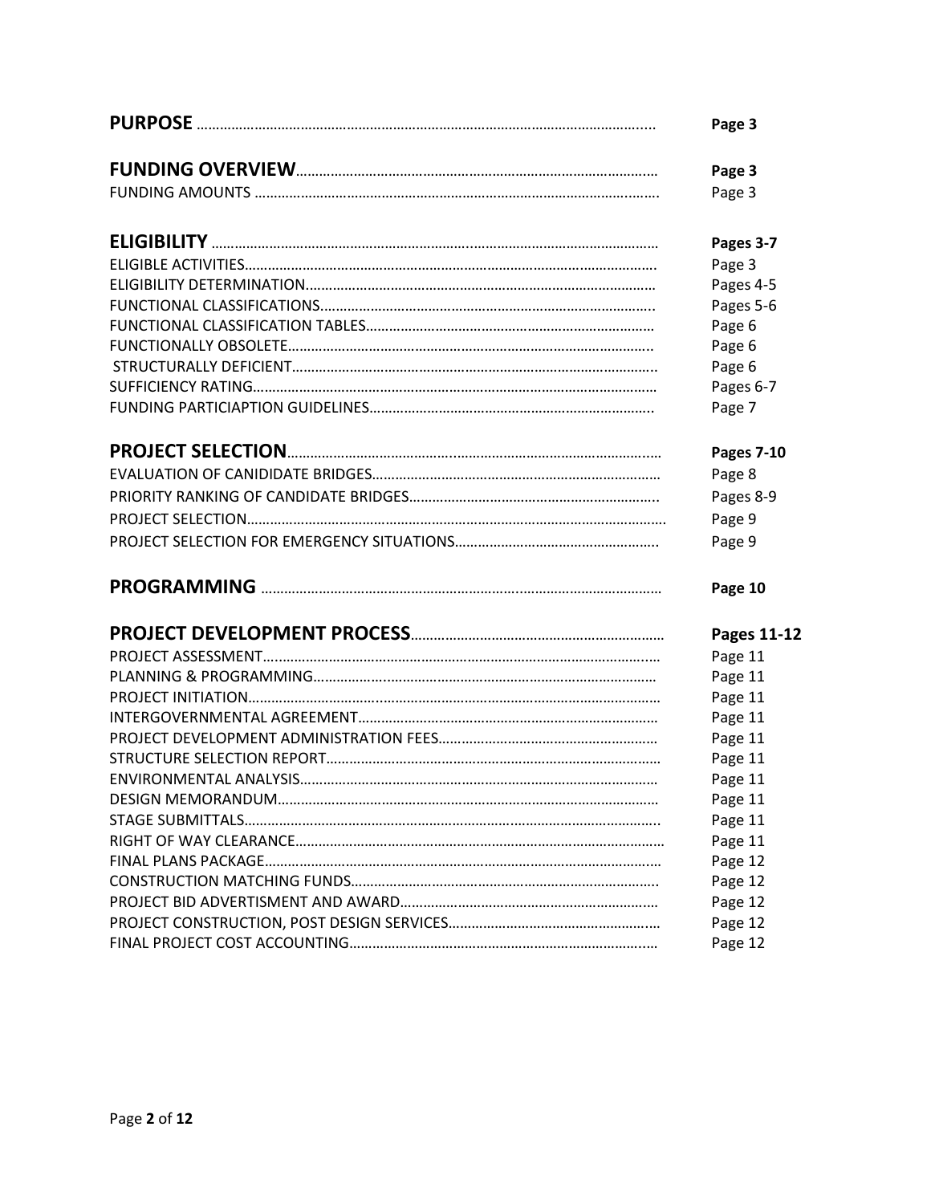| | |
|---|---|
| **PURPOSE** | **Page 3** |
| | |
| **FUNDING OVERVIEW** | **Page 3** |
| FUNDING AMOUNTS | Page 3 |
| | |
| **ELIGIBILITY** | **Pages 3-7** |
| ELIGIBLE ACTIVITIES | Page 3 |
| ELIGIBILITY DETERMINATION | Pages 4-5 |
| FUNCTIONAL CLASSIFICATIONS | Pages 5-6 |
| FUNCTIONAL CLASSIFICATION TABLES | Page 6 |
| FUNCTIONALLY OBSOLETE | Page 6 |
| STRUCTURALLY DEFICIENT | Page 6 |
| SUFFICIENCY RATING | Pages 6-7 |
| FUNDING PARTICIAPTION GUIDELINES | Page 7 |
| | |
| **PROJECT SELECTION** | **Pages 7-10** |
| EVALUATION OF CANIDIDATE BRIDGES | Page 8 |
| PRIORITY RANKING OF CANDIDATE BRIDGES | Pages 8-9 |
| PROJECT SELECTION | Page 9 |
| PROJECT SELECTION FOR EMERGENCY SITUATIONS | Page 9 |
| | |
| **PROGRAMMING** | **Page 10** |
| | |
| **PROJECT DEVELOPMENT PROCESS** | **Pages 11-12** |
| PROJECT ASSESSMENT | Page 11 |
| PLANNING & PROGRAMMING | Page 11 |
| PROJECT INITIATION | Page 11 |
| INTERGOVERNMENTAL AGREEMENT | Page 11 |
| PROJECT DEVELOPMENT ADMINISTRATION FEES | Page 11 |
| STRUCTURE SELECTION REPORT | Page 11 |
| ENVIRONMENTAL ANALYSIS | Page 11 |
| DESIGN MEMORANDUM | Page 11 |
| STAGE SUBMITTALS | Page 11 |
| RIGHT OF WAY CLEARANCE | Page 11 |
| FINAL PLANS PACKAGE | Page 12 |
| CONSTRUCTION MATCHING FUNDS | Page 12 |
| PROJECT BID ADVERTISMENT AND AWARD | Page 12 |
| PROJECT CONSTRUCTION, POST DESIGN SERVICES | Page 12 |
| FINAL PROJECT COST ACCOUNTING | Page 12 |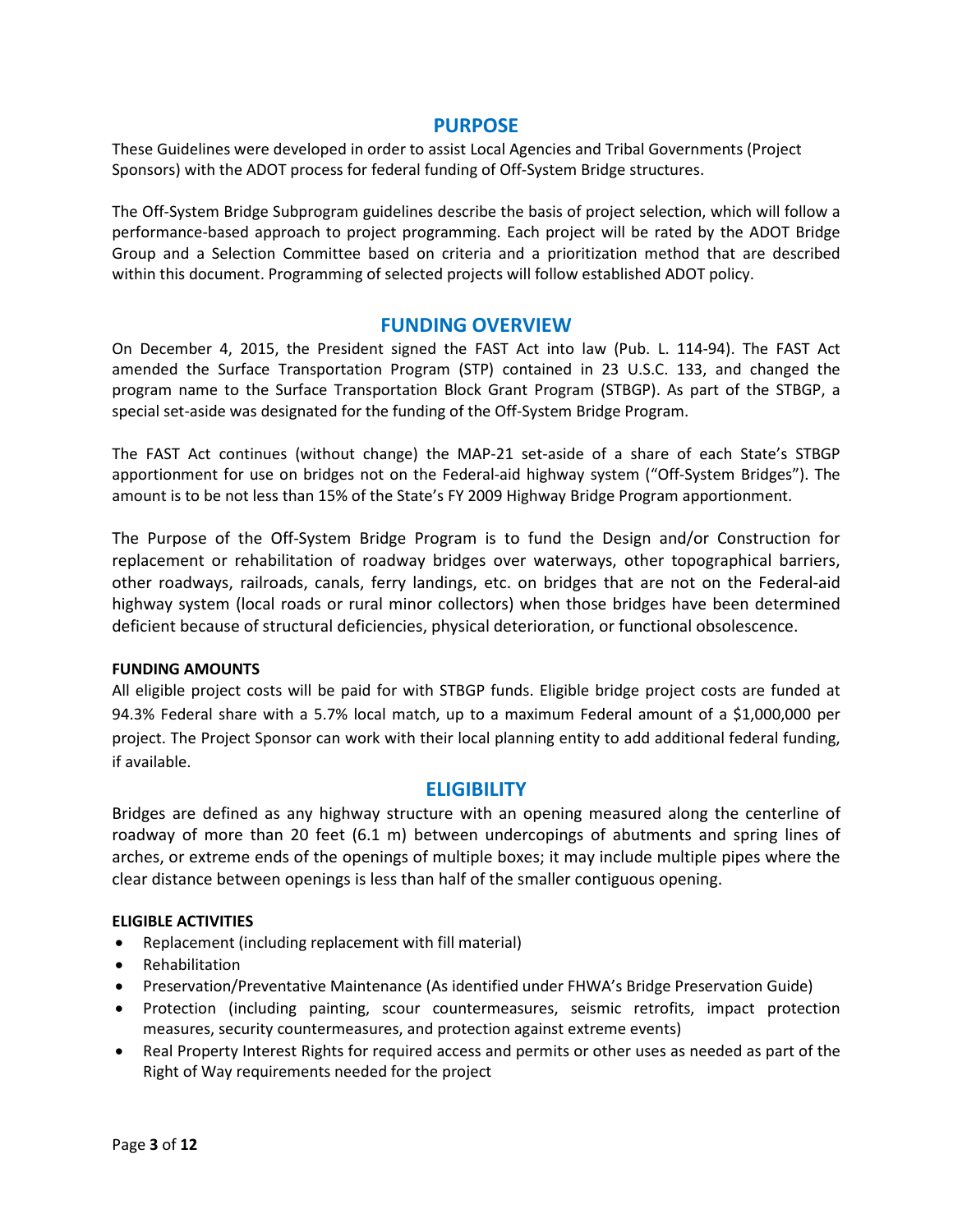## PURPOSE

These Guidelines were developed in order to assist Local Agencies and Tribal Governments (Project Sponsors) with the ADOT process for federal funding of Off-System Bridge structures.

The Off-System Bridge Subprogram guidelines describe the basis of project selection, which will follow a performance-based approach to project programming. Each project will be rated by the ADOT Bridge Group and a Selection Committee based on criteria and a prioritization method that are described within this document. Programming of selected projects will follow established ADOT policy.

## FUNDING OVERVIEW

On December 4, 2015, the President signed the FAST Act into law (Pub. L. 114-94). The FAST Act amended the Surface Transportation Program (STP) contained in 23 U.S.C. 133, and changed the program name to the Surface Transportation Block Grant Program (STBGP). As part of the STBGP, a special set-aside was designated for the funding of the Off-System Bridge Program.

The FAST Act continues (without change) the MAP-21 set-aside of a share of each State's STBGP apportionment for use on bridges not on the Federal-aid highway system ("Off-System Bridges"). The amount is to be not less than 15% of the State's FY 2009 Highway Bridge Program apportionment.

The Purpose of the Off-System Bridge Program is to fund the Design and/or Construction for replacement or rehabilitation of roadway bridges over waterways, other topographical barriers, other roadways, railroads, canals, ferry landings, etc. on bridges that are not on the Federal-aid highway system (local roads or rural minor collectors) when those bridges have been determined deficient because of structural deficiencies, physical deterioration, or functional obsolescence.

**FUNDING AMOUNTS**

All eligible project costs will be paid for with STBGP funds. Eligible bridge project costs are funded at 94.3% Federal share with a 5.7% local match, up to a maximum Federal amount of a $1,000,000 per project. The Project Sponsor can work with their local planning entity to add additional federal funding, if available.

## ELIGIBILITY

Bridges are defined as any highway structure with an opening measured along the centerline of roadway of more than 20 feet (6.1 m) between undercopings of abutments and spring lines of arches, or extreme ends of the openings of multiple boxes; it may include multiple pipes where the clear distance between openings is less than half of the smaller contiguous opening.

**ELIGIBLE ACTIVITIES**

- Replacement (including replacement with fill material)
- Rehabilitation
- Preservation/Preventative Maintenance (As identified under FHWA's Bridge Preservation Guide)
- Protection (including painting, scour countermeasures, seismic retrofits, impact protection measures, security countermeasures, and protection against extreme events)
- Real Property Interest Rights for required access and permits or other uses as needed as part of the Right of Way requirements needed for the project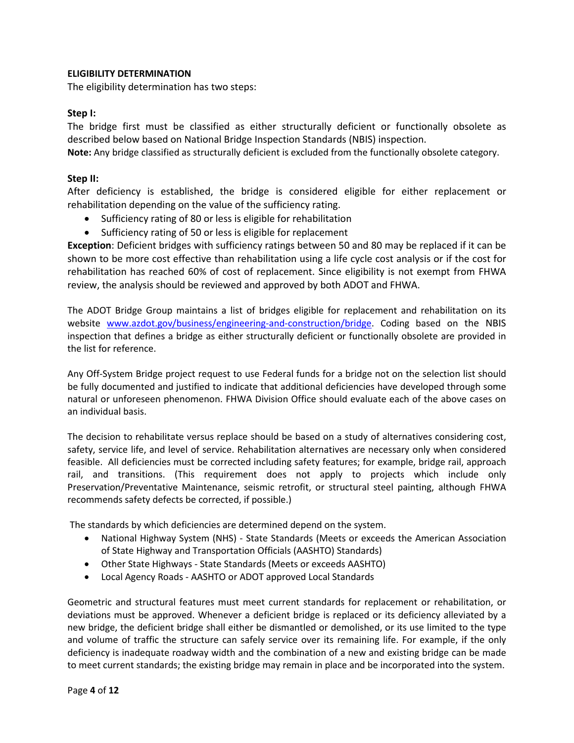**ELIGIBILITY DETERMINATION**

The eligibility determination has two steps:

**Step I:**

The bridge first must be classified as either structurally deficient or functionally obsolete as described below based on National Bridge Inspection Standards (NBIS) inspection.

**Note:** Any bridge classified as structurally deficient is excluded from the functionally obsolete category.

**Step II:**

After deficiency is established, the bridge is considered eligible for either replacement or rehabilitation depending on the value of the sufficiency rating.

- Sufficiency rating of 80 or less is eligible for rehabilitation
- Sufficiency rating of 50 or less is eligible for replacement

**Exception**: Deficient bridges with sufficiency ratings between 50 and 80 may be replaced if it can be shown to be more cost effective than rehabilitation using a life cycle cost analysis or if the cost for rehabilitation has reached 60% of cost of replacement. Since eligibility is not exempt from FHWA review, the analysis should be reviewed and approved by both ADOT and FHWA.

The ADOT Bridge Group maintains a list of bridges eligible for replacement and rehabilitation on its website [www.azdot.gov/business/engineering-and-construction/bridge](www.azdot.gov/business/engineering-and-construction/bridge). Coding based on the NBIS inspection that defines a bridge as either structurally deficient or functionally obsolete are provided in the list for reference.

Any Off-System Bridge project request to use Federal funds for a bridge not on the selection list should be fully documented and justified to indicate that additional deficiencies have developed through some natural or unforeseen phenomenon. FHWA Division Office should evaluate each of the above cases on an individual basis.

The decision to rehabilitate versus replace should be based on a study of alternatives considering cost, safety, service life, and level of service. Rehabilitation alternatives are necessary only when considered feasible. All deficiencies must be corrected including safety features; for example, bridge rail, approach rail, and transitions. (This requirement does not apply to projects which include only Preservation/Preventative Maintenance, seismic retrofit, or structural steel painting, although FHWA recommends safety defects be corrected, if possible.)

The standards by which deficiencies are determined depend on the system.

- National Highway System (NHS) - State Standards (Meets or exceeds the American Association of State Highway and Transportation Officials (AASHTO) Standards)
- Other State Highways - State Standards (Meets or exceeds AASHTO)
- Local Agency Roads - AASHTO or ADOT approved Local Standards

Geometric and structural features must meet current standards for replacement or rehabilitation, or deviations must be approved. Whenever a deficient bridge is replaced or its deficiency alleviated by a new bridge, the deficient bridge shall either be dismantled or demolished, or its use limited to the type and volume of traffic the structure can safely service over its remaining life. For example, if the only deficiency is inadequate roadway width and the combination of a new and existing bridge can be made to meet current standards; the existing bridge may remain in place and be incorporated into the system.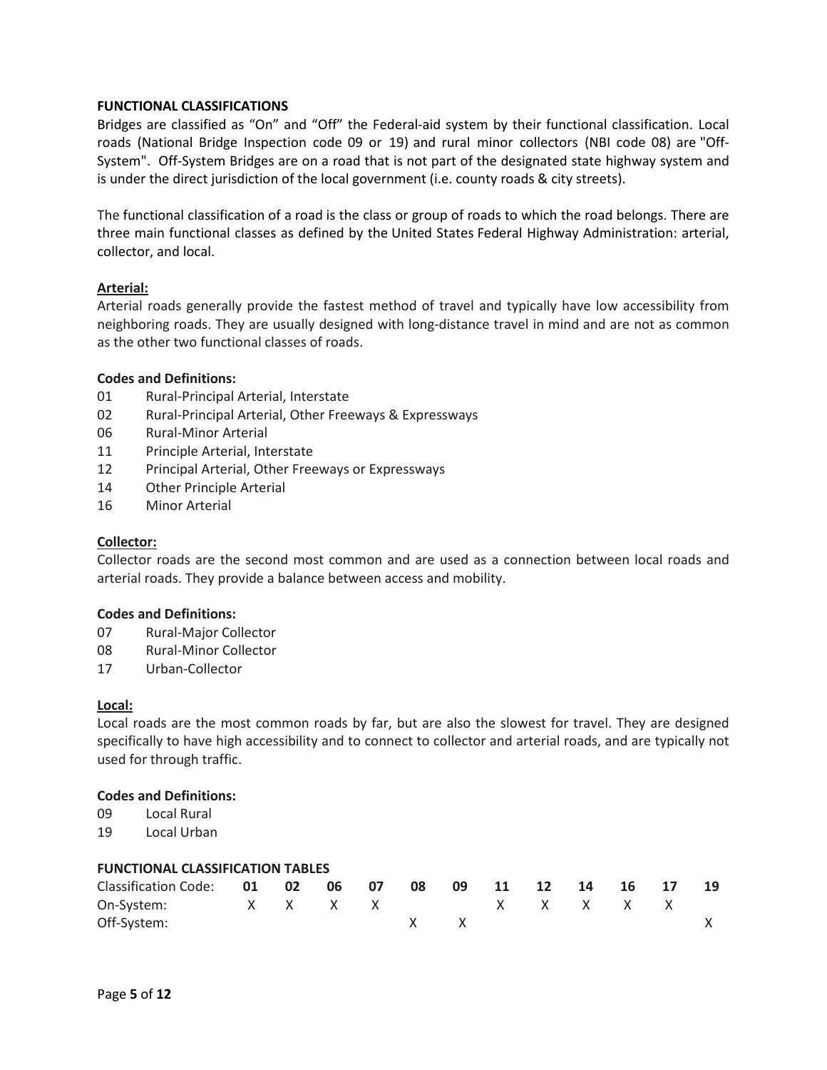**FUNCTIONAL CLASSIFICATIONS**

Bridges are classified as "On" and "Off" the Federal-aid system by their functional classification. Local roads (National Bridge Inspection code 09 or 19) and rural minor collectors (NBI code 08) are "Off-System". Off-System Bridges are on a road that is not part of the designated state highway system and is under the direct jurisdiction of the local government (i.e. county roads & city streets).

The functional classification of a road is the class or group of roads to which the road belongs. There are three main functional classes as defined by the United States Federal Highway Administration: arterial, collector, and local.

**Arterial:**

Arterial roads generally provide the fastest method of travel and typically have low accessibility from neighboring roads. They are usually designed with long-distance travel in mind and are not as common as the other two functional classes of roads.

**Codes and Definitions:**

- 01 Rural-Principal Arterial, Interstate
- 02 Rural-Principal Arterial, Other Freeways & Expressways
- 06 Rural-Minor Arterial
- 11 Principle Arterial, Interstate
- 12 Principal Arterial, Other Freeways or Expressways
- 14 Other Principle Arterial
- 16 Minor Arterial

**Collector:**

Collector roads are the second most common and are used as a connection between local roads and arterial roads. They provide a balance between access and mobility.

**Codes and Definitions:**

- 07 Rural-Major Collector
- 08 Rural-Minor Collector
- 17 Urban-Collector

**Local:**

Local roads are the most common roads by far, but are also the slowest for travel. They are designed specifically to have high accessibility and to connect to collector and arterial roads, and are typically not used for through traffic.

**Codes and Definitions:**

- 09 Local Rural
- 19 Local Urban

**FUNCTIONAL CLASSIFICATION TABLES**

| Classification Code: | 01 | 02 | 06 | 07 | 08 | 09 | 11 | 12 | 14 | 16 | 17 | 19 |
|---|---|---|---|---|---|---|---|---|---|---|---|---|
| On-System: | X | X | X | X | | | X | X | X | X | X | |
| Off-System: | | | | | X | X | | | | | | X |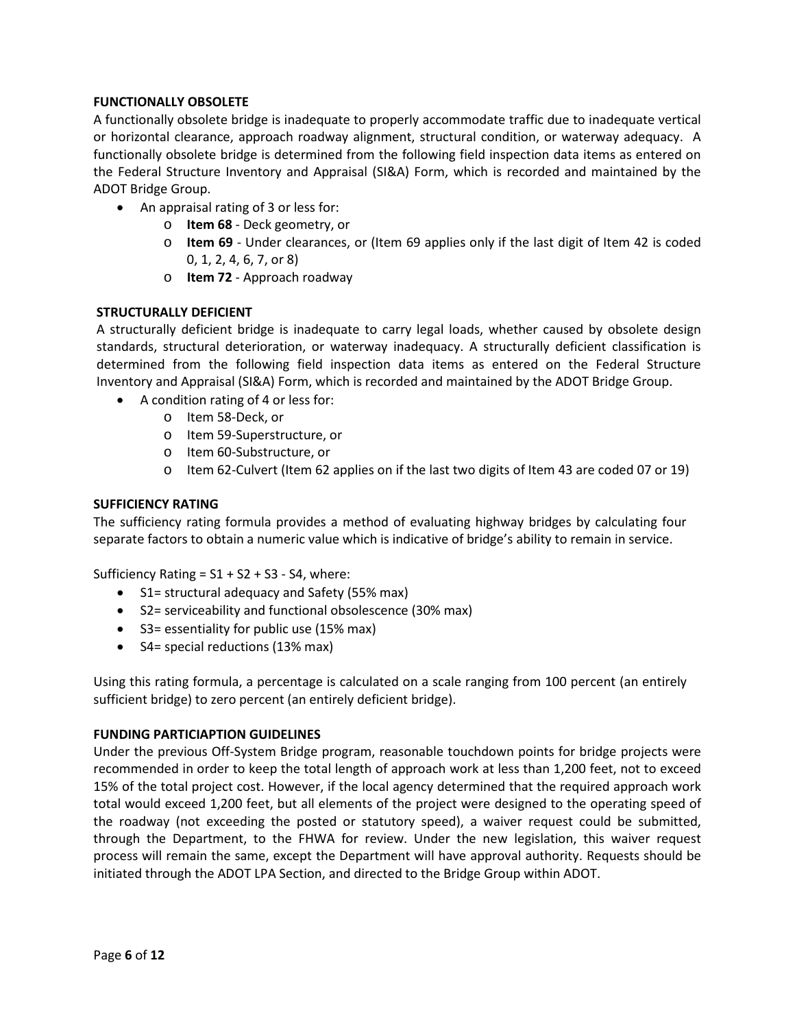### FUNCTIONALLY OBSOLETE

A functionally obsolete bridge is inadequate to properly accommodate traffic due to inadequate vertical or horizontal clearance, approach roadway alignment, structural condition, or waterway adequacy. A functionally obsolete bridge is determined from the following field inspection data items as entered on the Federal Structure Inventory and Appraisal (SI&A) Form, which is recorded and maintained by the ADOT Bridge Group.

- An appraisal rating of 3 or less for:
  - **Item 68** - Deck geometry, or
  - **Item 69** - Under clearances, or (Item 69 applies only if the last digit of Item 42 is coded 0, 1, 2, 4, 6, 7, or 8)
  - **Item 72** - Approach roadway

### STRUCTURALLY DEFICIENT

A structurally deficient bridge is inadequate to carry legal loads, whether caused by obsolete design standards, structural deterioration, or waterway inadequacy. A structurally deficient classification is determined from the following field inspection data items as entered on the Federal Structure Inventory and Appraisal (SI&A) Form, which is recorded and maintained by the ADOT Bridge Group.

- A condition rating of 4 or less for:
  - Item 58-Deck, or
  - Item 59-Superstructure, or
  - Item 60-Substructure, or
  - Item 62-Culvert (Item 62 applies on if the last two digits of Item 43 are coded 07 or 19)

### SUFFICIENCY RATING

The sufficiency rating formula provides a method of evaluating highway bridges by calculating four separate factors to obtain a numeric value which is indicative of bridge's ability to remain in service.

Sufficiency Rating = S1 + S2 + S3 - S4, where:

- S1= structural adequacy and Safety (55% max)
- S2= serviceability and functional obsolescence (30% max)
- S3= essentiality for public use (15% max)
- S4= special reductions (13% max)

Using this rating formula, a percentage is calculated on a scale ranging from 100 percent (an entirely sufficient bridge) to zero percent (an entirely deficient bridge).

### FUNDING PARTICIAPTION GUIDELINES

Under the previous Off-System Bridge program, reasonable touchdown points for bridge projects were recommended in order to keep the total length of approach work at less than 1,200 feet, not to exceed 15% of the total project cost. However, if the local agency determined that the required approach work total would exceed 1,200 feet, but all elements of the project were designed to the operating speed of the roadway (not exceeding the posted or statutory speed), a waiver request could be submitted, through the Department, to the FHWA for review. Under the new legislation, this waiver request process will remain the same, except the Department will have approval authority. Requests should be initiated through the ADOT LPA Section, and directed to the Bridge Group within ADOT.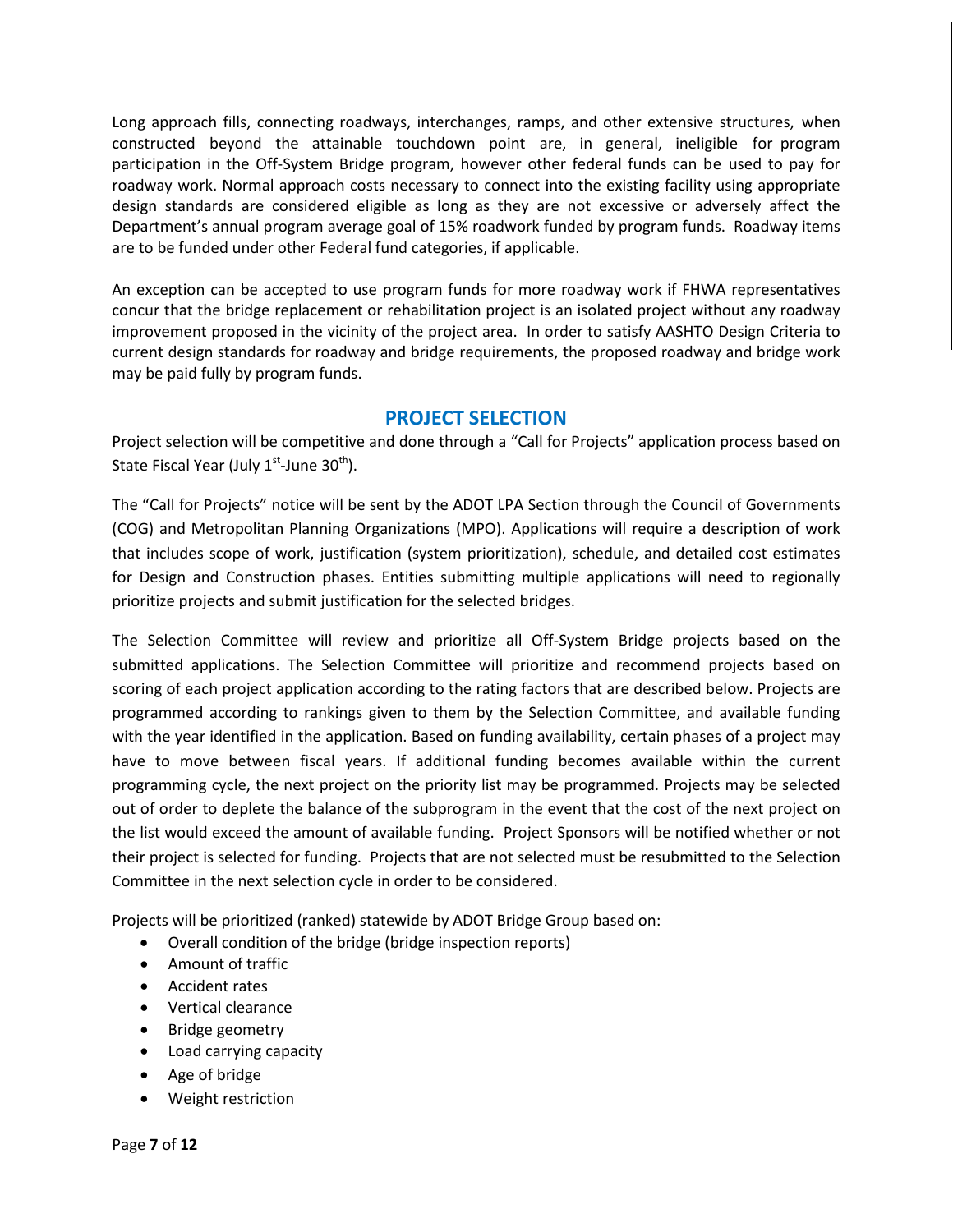Long approach fills, connecting roadways, interchanges, ramps, and other extensive structures, when constructed beyond the attainable touchdown point are, in general, ineligible for program participation in the Off-System Bridge program, however other federal funds can be used to pay for roadway work. Normal approach costs necessary to connect into the existing facility using appropriate design standards are considered eligible as long as they are not excessive or adversely affect the Department's annual program average goal of 15% roadwork funded by program funds. Roadway items are to be funded under other Federal fund categories, if applicable.

An exception can be accepted to use program funds for more roadway work if FHWA representatives concur that the bridge replacement or rehabilitation project is an isolated project without any roadway improvement proposed in the vicinity of the project area. In order to satisfy AASHTO Design Criteria to current design standards for roadway and bridge requirements, the proposed roadway and bridge work may be paid fully by program funds.

## PROJECT SELECTION

Project selection will be competitive and done through a "Call for Projects" application process based on State Fiscal Year (July 1st-June 30th).

The "Call for Projects" notice will be sent by the ADOT LPA Section through the Council of Governments (COG) and Metropolitan Planning Organizations (MPO). Applications will require a description of work that includes scope of work, justification (system prioritization), schedule, and detailed cost estimates for Design and Construction phases. Entities submitting multiple applications will need to regionally prioritize projects and submit justification for the selected bridges.

The Selection Committee will review and prioritize all Off-System Bridge projects based on the submitted applications. The Selection Committee will prioritize and recommend projects based on scoring of each project application according to the rating factors that are described below. Projects are programmed according to rankings given to them by the Selection Committee, and available funding with the year identified in the application. Based on funding availability, certain phases of a project may have to move between fiscal years. If additional funding becomes available within the current programming cycle, the next project on the priority list may be programmed. Projects may be selected out of order to deplete the balance of the subprogram in the event that the cost of the next project on the list would exceed the amount of available funding. Project Sponsors will be notified whether or not their project is selected for funding. Projects that are not selected must be resubmitted to the Selection Committee in the next selection cycle in order to be considered.

Projects will be prioritized (ranked) statewide by ADOT Bridge Group based on:

- Overall condition of the bridge (bridge inspection reports)
- Amount of traffic
- Accident rates
- Vertical clearance
- Bridge geometry
- Load carrying capacity
- Age of bridge
- Weight restriction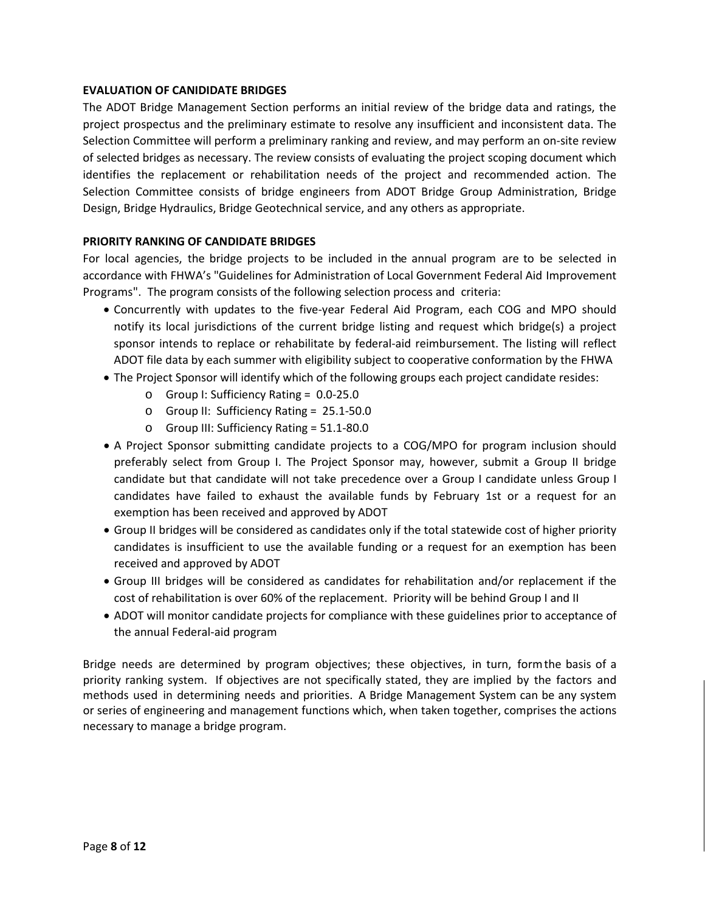**EVALUATION OF CANIDIDATE BRIDGES**

The ADOT Bridge Management Section performs an initial review of the bridge data and ratings, the project prospectus and the preliminary estimate to resolve any insufficient and inconsistent data. The Selection Committee will perform a preliminary ranking and review, and may perform an on-site review of selected bridges as necessary. The review consists of evaluating the project scoping document which identifies the replacement or rehabilitation needs of the project and recommended action. The Selection Committee consists of bridge engineers from ADOT Bridge Group Administration, Bridge Design, Bridge Hydraulics, Bridge Geotechnical service, and any others as appropriate.

**PRIORITY RANKING OF CANDIDATE BRIDGES**

For local agencies, the bridge projects to be included in the annual program are to be selected in accordance with FHWA's "Guidelines for Administration of Local Government Federal Aid Improvement Programs". The program consists of the following selection process and criteria:

- Concurrently with updates to the five-year Federal Aid Program, each COG and MPO should notify its local jurisdictions of the current bridge listing and request which bridge(s) a project sponsor intends to replace or rehabilitate by federal-aid reimbursement. The listing will reflect ADOT file data by each summer with eligibility subject to cooperative conformation by the FHWA
- The Project Sponsor will identify which of the following groups each project candidate resides:
  - Group I: Sufficiency Rating = 0.0-25.0
  - Group II: Sufficiency Rating = 25.1-50.0
  - Group III: Sufficiency Rating = 51.1-80.0
- A Project Sponsor submitting candidate projects to a COG/MPO for program inclusion should preferably select from Group I. The Project Sponsor may, however, submit a Group II bridge candidate but that candidate will not take precedence over a Group I candidate unless Group I candidates have failed to exhaust the available funds by February 1st or a request for an exemption has been received and approved by ADOT
- Group II bridges will be considered as candidates only if the total statewide cost of higher priority candidates is insufficient to use the available funding or a request for an exemption has been received and approved by ADOT
- Group III bridges will be considered as candidates for rehabilitation and/or replacement if the cost of rehabilitation is over 60% of the replacement. Priority will be behind Group I and II
- ADOT will monitor candidate projects for compliance with these guidelines prior to acceptance of the annual Federal-aid program

Bridge needs are determined by program objectives; these objectives, in turn, form the basis of a priority ranking system. If objectives are not specifically stated, they are implied by the factors and methods used in determining needs and priorities. A Bridge Management System can be any system or series of engineering and management functions which, when taken together, comprises the actions necessary to manage a bridge program.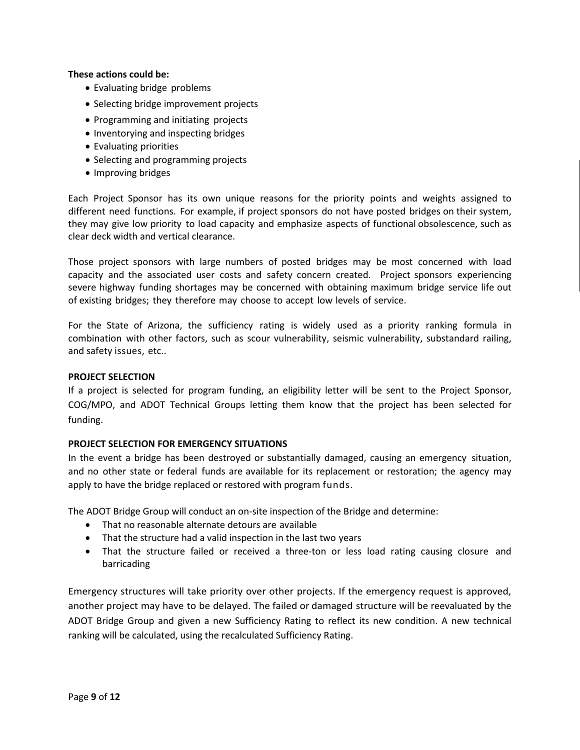**These actions could be:**

- Evaluating bridge problems
- Selecting bridge improvement projects
- Programming and initiating projects
- Inventorying and inspecting bridges
- Evaluating priorities
- Selecting and programming projects
- Improving bridges

Each Project Sponsor has its own unique reasons for the priority points and weights assigned to different need functions. For example, if project sponsors do not have posted bridges on their system, they may give low priority to load capacity and emphasize aspects of functional obsolescence, such as clear deck width and vertical clearance.

Those project sponsors with large numbers of posted bridges may be most concerned with load capacity and the associated user costs and safety concern created. Project sponsors experiencing severe highway funding shortages may be concerned with obtaining maximum bridge service life out of existing bridges; they therefore may choose to accept low levels of service.

For the State of Arizona, the sufficiency rating is widely used as a priority ranking formula in combination with other factors, such as scour vulnerability, seismic vulnerability, substandard railing, and safety issues, etc..

**PROJECT SELECTION**

If a project is selected for program funding, an eligibility letter will be sent to the Project Sponsor, COG/MPO, and ADOT Technical Groups letting them know that the project has been selected for funding.

**PROJECT SELECTION FOR EMERGENCY SITUATIONS**

In the event a bridge has been destroyed or substantially damaged, causing an emergency situation, and no other state or federal funds are available for its replacement or restoration; the agency may apply to have the bridge replaced or restored with program funds.

The ADOT Bridge Group will conduct an on-site inspection of the Bridge and determine:

- That no reasonable alternate detours are available
- That the structure had a valid inspection in the last two years
- That the structure failed or received a three-ton or less load rating causing closure and barricading

Emergency structures will take priority over other projects. If the emergency request is approved, another project may have to be delayed. The failed or damaged structure will be reevaluated by the ADOT Bridge Group and given a new Sufficiency Rating to reflect its new condition. A new technical ranking will be calculated, using the recalculated Sufficiency Rating.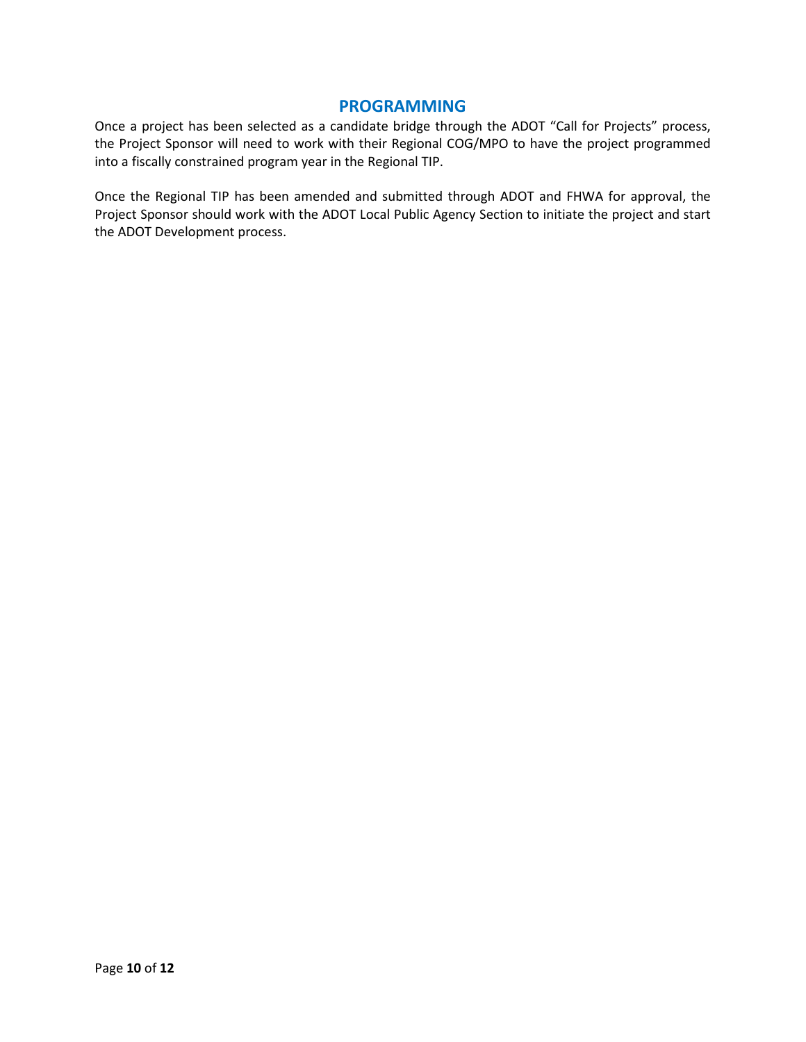## PROGRAMMING

Once a project has been selected as a candidate bridge through the ADOT “Call for Projects” process, the Project Sponsor will need to work with their Regional COG/MPO to have the project programmed into a fiscally constrained program year in the Regional TIP.

Once the Regional TIP has been amended and submitted through ADOT and FHWA for approval, the Project Sponsor should work with the ADOT Local Public Agency Section to initiate the project and start the ADOT Development process.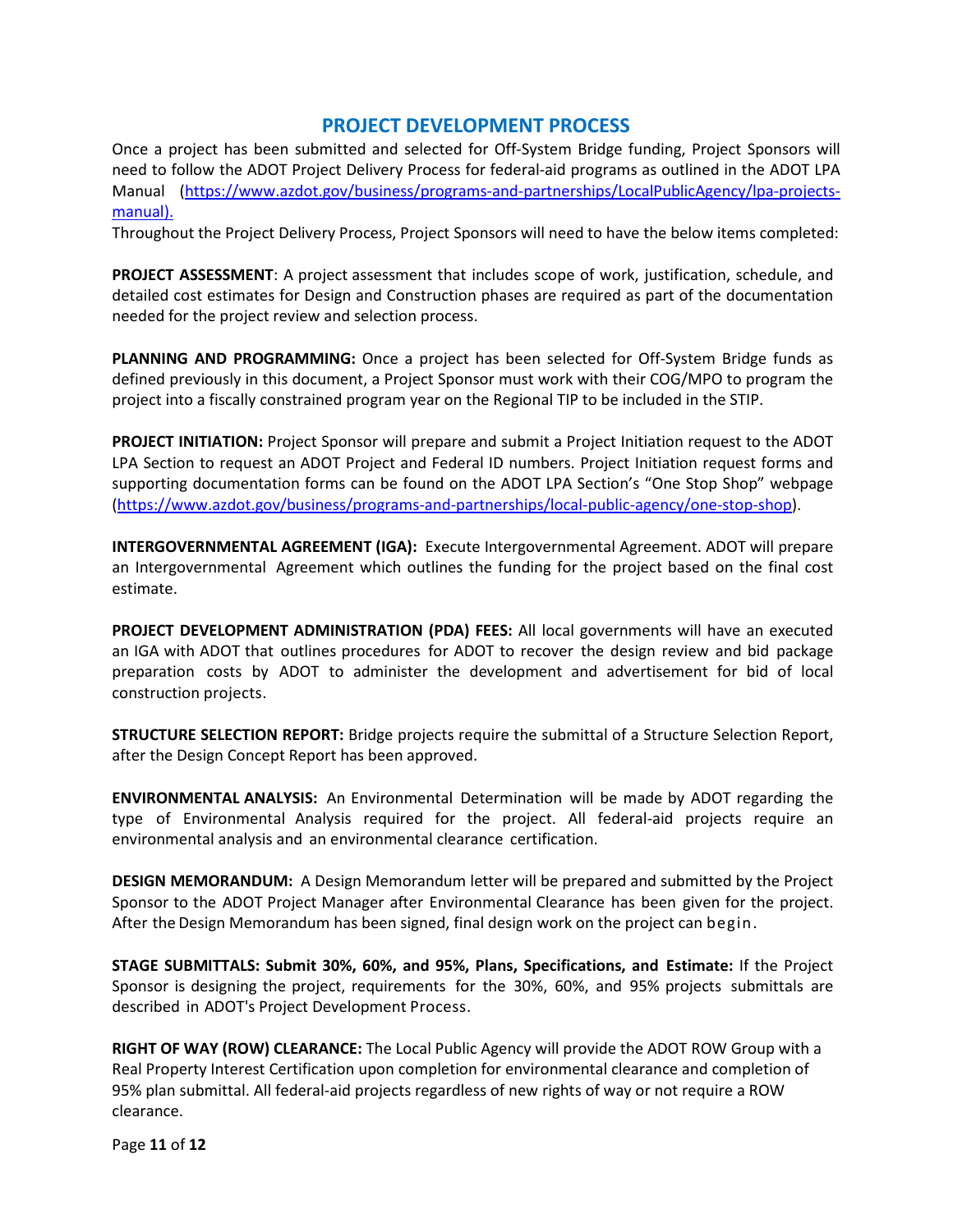## PROJECT DEVELOPMENT PROCESS

Once a project has been submitted and selected for Off-System Bridge funding, Project Sponsors will need to follow the ADOT Project Delivery Process for federal-aid programs as outlined in the ADOT LPA Manual (https://www.azdot.gov/business/programs-and-partnerships/LocalPublicAgency/lpa-projects-manual).

Throughout the Project Delivery Process, Project Sponsors will need to have the below items completed:

**PROJECT ASSESSMENT**: A project assessment that includes scope of work, justification, schedule, and detailed cost estimates for Design and Construction phases are required as part of the documentation needed for the project review and selection process.

**PLANNING AND PROGRAMMING:** Once a project has been selected for Off-System Bridge funds as defined previously in this document, a Project Sponsor must work with their COG/MPO to program the project into a fiscally constrained program year on the Regional TIP to be included in the STIP.

**PROJECT INITIATION:** Project Sponsor will prepare and submit a Project Initiation request to the ADOT LPA Section to request an ADOT Project and Federal ID numbers. Project Initiation request forms and supporting documentation forms can be found on the ADOT LPA Section's "One Stop Shop" webpage (https://www.azdot.gov/business/programs-and-partnerships/local-public-agency/one-stop-shop).

**INTERGOVERNMENTAL AGREEMENT (IGA):** Execute Intergovernmental Agreement. ADOT will prepare an Intergovernmental Agreement which outlines the funding for the project based on the final cost estimate.

**PROJECT DEVELOPMENT ADMINISTRATION (PDA) FEES:** All local governments will have an executed an IGA with ADOT that outlines procedures for ADOT to recover the design review and bid package preparation costs by ADOT to administer the development and advertisement for bid of local construction projects.

**STRUCTURE SELECTION REPORT:** Bridge projects require the submittal of a Structure Selection Report, after the Design Concept Report has been approved.

**ENVIRONMENTAL ANALYSIS:** An Environmental Determination will be made by ADOT regarding the type of Environmental Analysis required for the project. All federal-aid projects require an environmental analysis and an environmental clearance certification.

**DESIGN MEMORANDUM:** A Design Memorandum letter will be prepared and submitted by the Project Sponsor to the ADOT Project Manager after Environmental Clearance has been given for the project. After the Design Memorandum has been signed, final design work on the project can begin.

**STAGE SUBMITTALS: Submit 30%, 60%, and 95%, Plans, Specifications, and Estimate:** If the Project Sponsor is designing the project, requirements for the 30%, 60%, and 95% projects submittals are described in ADOT's Project Development Process.

**RIGHT OF WAY (ROW) CLEARANCE:** The Local Public Agency will provide the ADOT ROW Group with a Real Property Interest Certification upon completion for environmental clearance and completion of 95% plan submittal. All federal-aid projects regardless of new rights of way or not require a ROW clearance.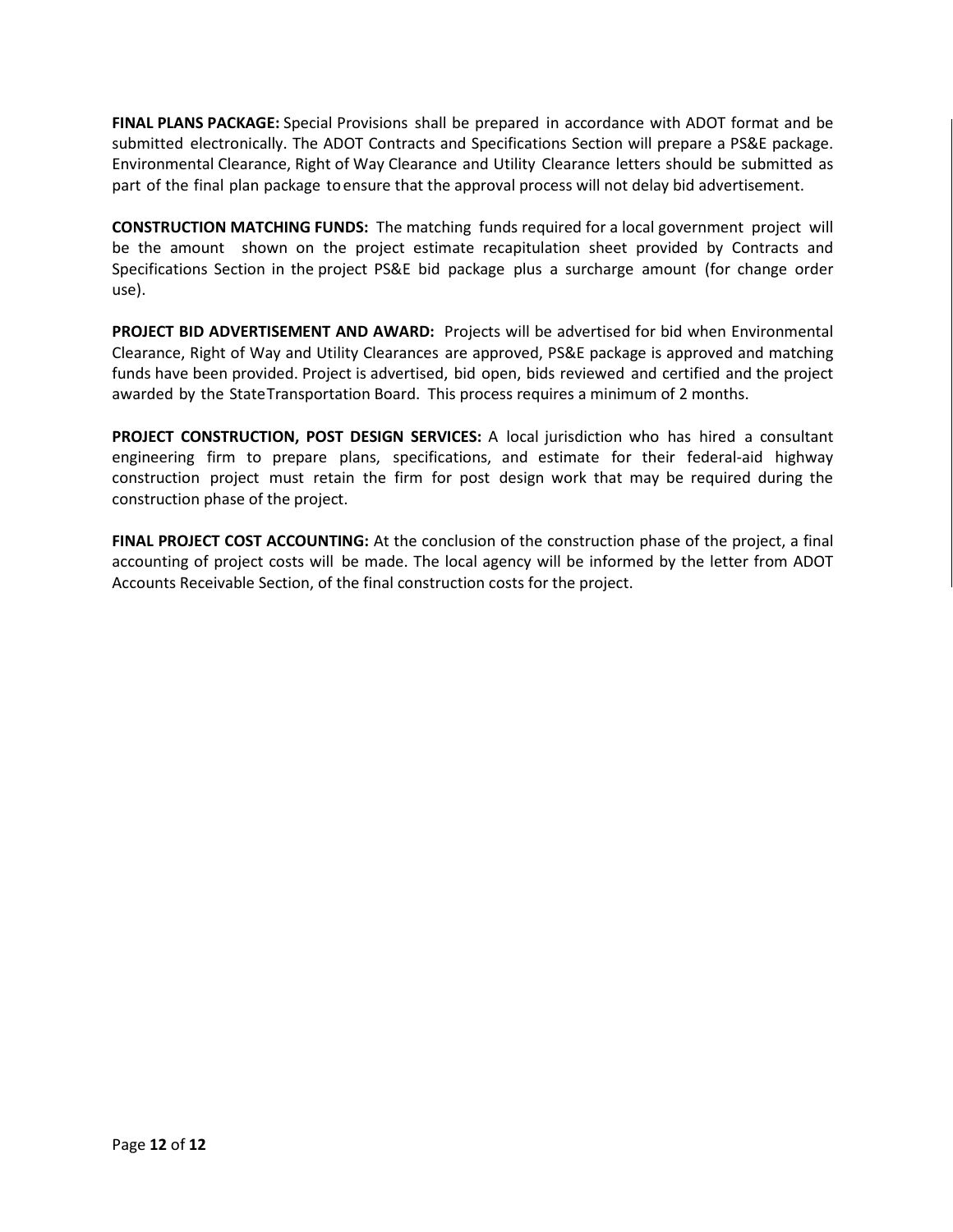**FINAL PLANS PACKAGE:** Special Provisions shall be prepared in accordance with ADOT format and be submitted electronically. The ADOT Contracts and Specifications Section will prepare a PS&E package. Environmental Clearance, Right of Way Clearance and Utility Clearance letters should be submitted as part of the final plan package to ensure that the approval process will not delay bid advertisement.

**CONSTRUCTION MATCHING FUNDS:** The matching funds required for a local government project will be the amount shown on the project estimate recapitulation sheet provided by Contracts and Specifications Section in the project PS&E bid package plus a surcharge amount (for change order use).

**PROJECT BID ADVERTISEMENT AND AWARD:** Projects will be advertised for bid when Environmental Clearance, Right of Way and Utility Clearances are approved, PS&E package is approved and matching funds have been provided. Project is advertised, bid open, bids reviewed and certified and the project awarded by the State Transportation Board. This process requires a minimum of 2 months.

**PROJECT CONSTRUCTION, POST DESIGN SERVICES:** A local jurisdiction who has hired a consultant engineering firm to prepare plans, specifications, and estimate for their federal-aid highway construction project must retain the firm for post design work that may be required during the construction phase of the project.

**FINAL PROJECT COST ACCOUNTING:** At the conclusion of the construction phase of the project, a final accounting of project costs will be made. The local agency will be informed by the letter from ADOT Accounts Receivable Section, of the final construction costs for the project.